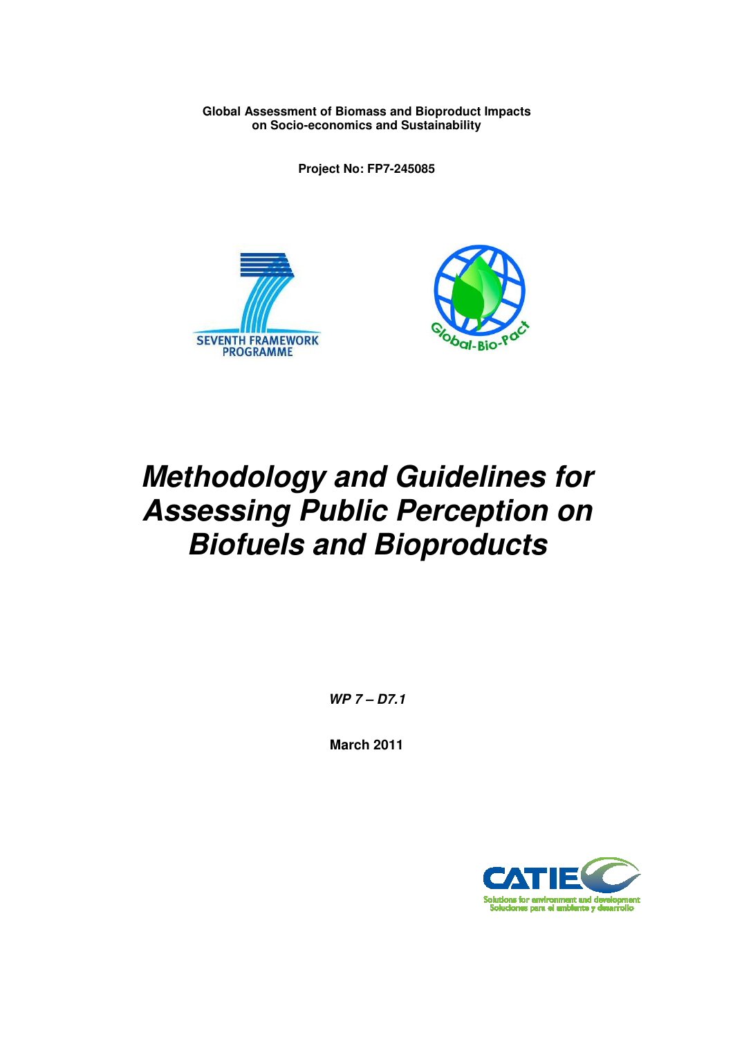**Global Assessment of Biomass and Bioproduct Impacts on Socio-economics and Sustainability**

**Project No: FP7-245085**

# *Methodology and Guidelines for Assessing Public Perception on Biofuels and Bioproducts*

***WP 7 – D7.1***

**March 2011**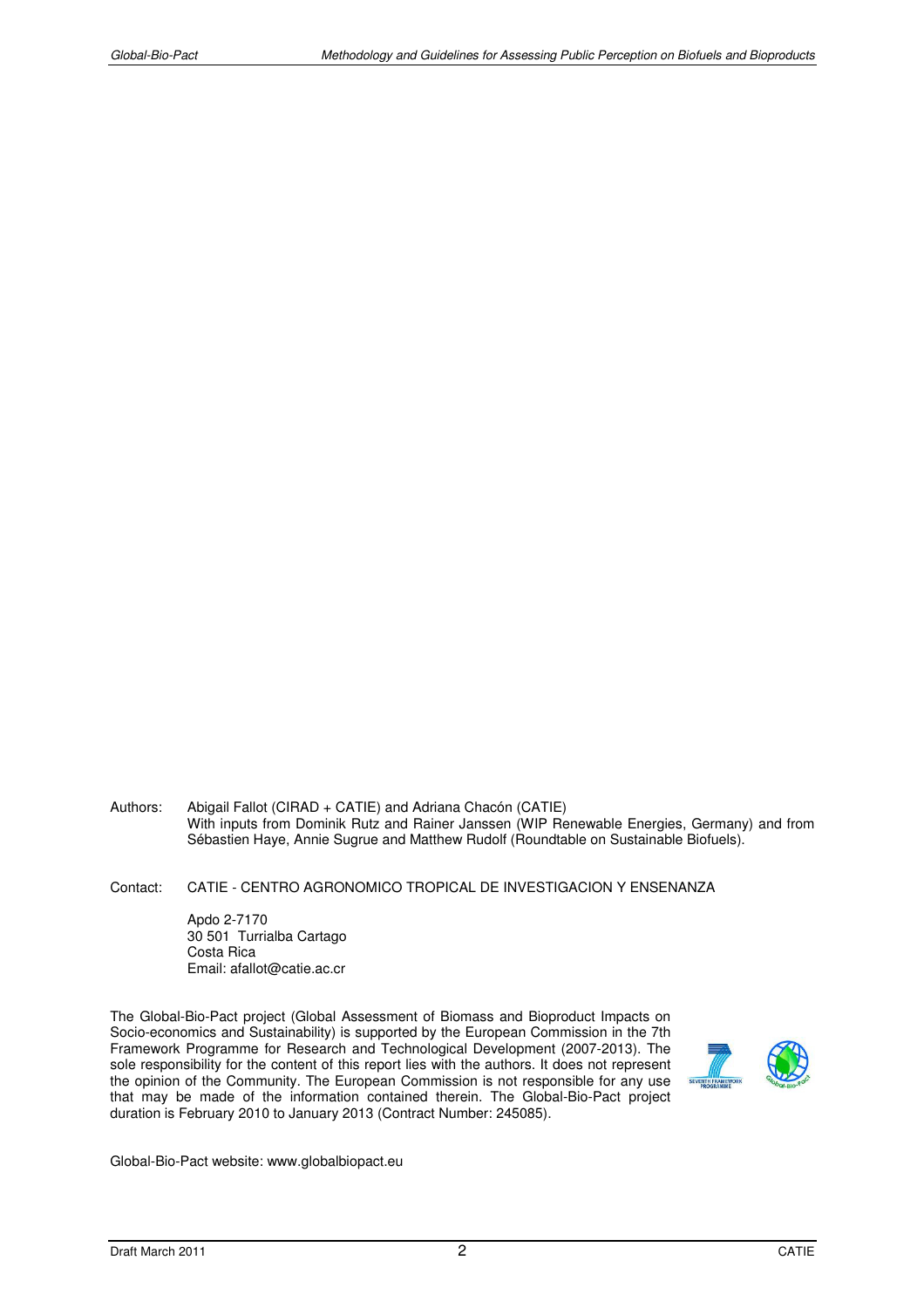Authors: Abigail Fallot (CIRAD + CATIE) and Adriana Chacón (CATIE)
With inputs from Dominik Rutz and Rainer Janssen (WIP Renewable Energies, Germany) and from Sébastien Haye, Annie Sugrue and Matthew Rudolf (Roundtable on Sustainable Biofuels).

Contact: CATIE - CENTRO AGRONOMICO TROPICAL DE INVESTIGACION Y ENSENANZA

Apdo 2-7170
30 501 Turrialba Cartago
Costa Rica
Email: afallot@catie.ac.cr

The Global-Bio-Pact project (Global Assessment of Biomass and Bioproduct Impacts on Socio-economics and Sustainability) is supported by the European Commission in the 7th Framework Programme for Research and Technological Development (2007-2013). The sole responsibility for the content of this report lies with the authors. It does not represent the opinion of the Community. The European Commission is not responsible for any use that may be made of the information contained therein. The Global-Bio-Pact project duration is February 2010 to January 2013 (Contract Number: 245085).

Global-Bio-Pact website: www.globalbiopact.eu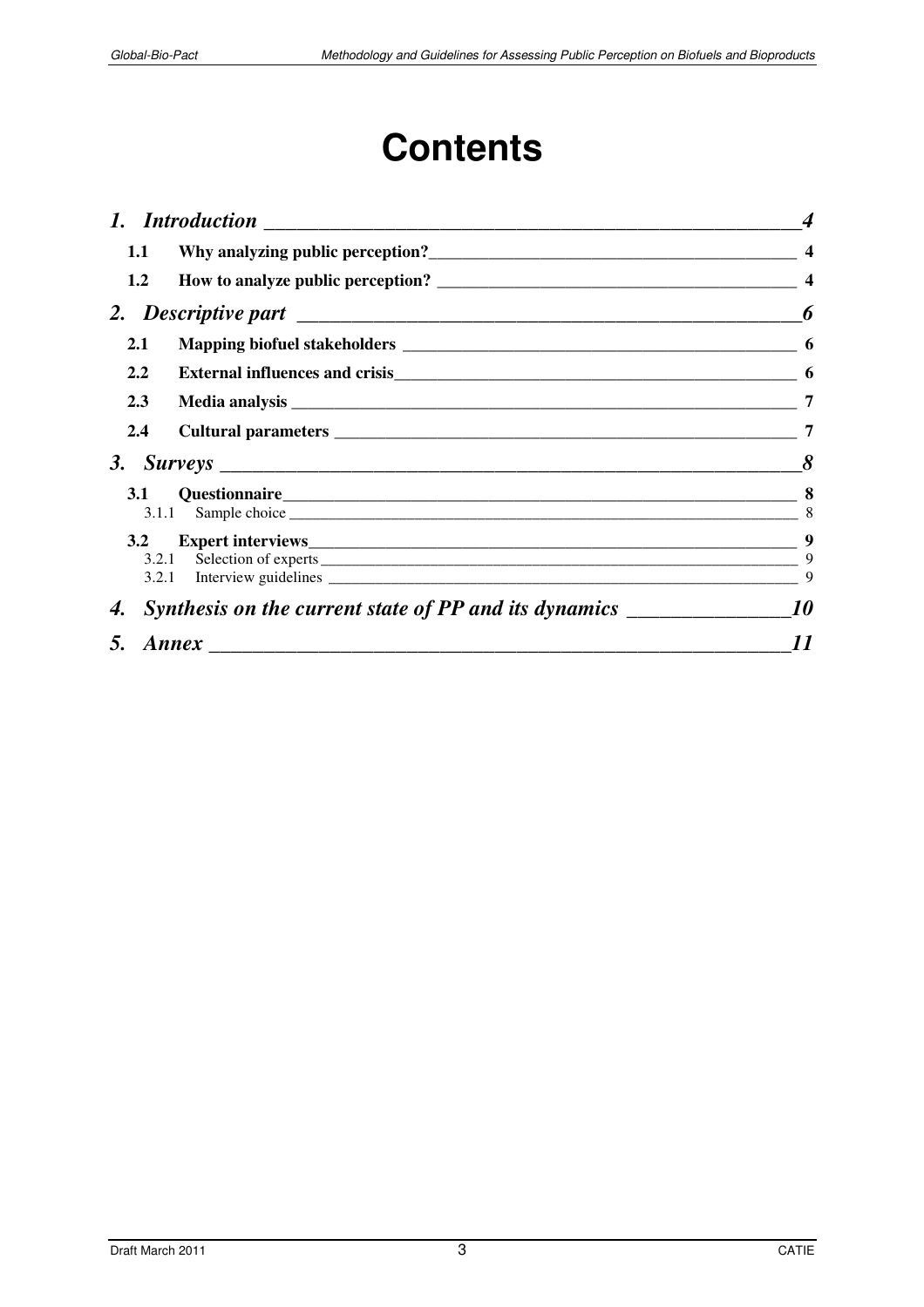# Contents

*1. Introduction* — *4*

**1.1 Why analyzing public perception?** — **4**

**1.2 How to analyze public perception?** — **4**

*2. Descriptive part* — *6*

**2.1 Mapping biofuel stakeholders** — **6**

**2.2 External influences and crisis** — **6**

**2.3 Media analysis** — **7**

**2.4 Cultural parameters** — **7**

*3. Surveys* — *8*

**3.1 Questionnaire** — **8**

3.1.1 Sample choice — 8

**3.2 Expert interviews** — **9**

3.2.1 Selection of experts — 9

3.2.1 Interview guidelines — 9

*4. Synthesis on the current state of PP and its dynamics* — *10*

*5. Annex* — *11*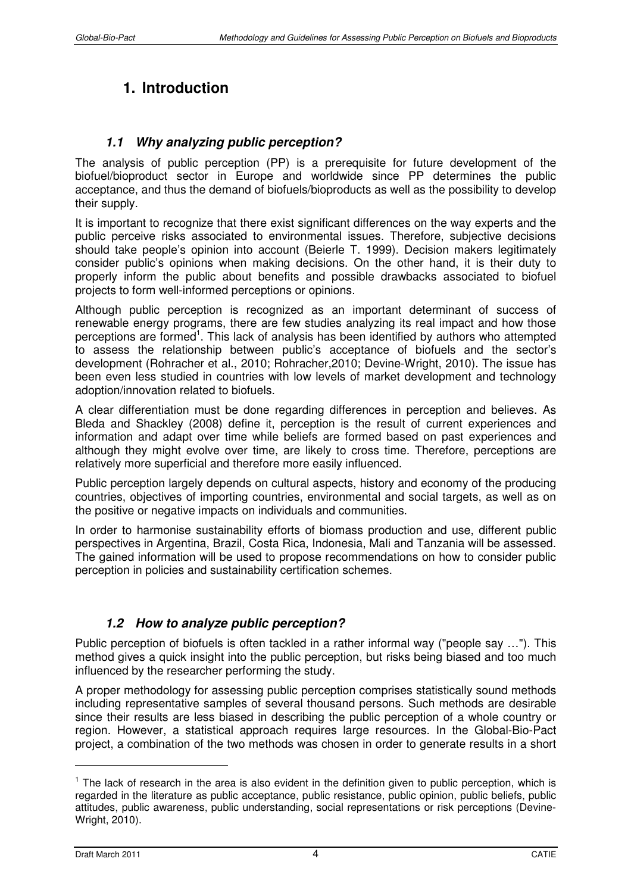# 1. Introduction

## 1.1 Why analyzing public perception?

The analysis of public perception (PP) is a prerequisite for future development of the biofuel/bioproduct sector in Europe and worldwide since PP determines the public acceptance, and thus the demand of biofuels/bioproducts as well as the possibility to develop their supply.

It is important to recognize that there exist significant differences on the way experts and the public perceive risks associated to environmental issues. Therefore, subjective decisions should take people's opinion into account (Beierle T. 1999). Decision makers legitimately consider public's opinions when making decisions. On the other hand, it is their duty to properly inform the public about benefits and possible drawbacks associated to biofuel projects to form well-informed perceptions or opinions.

Although public perception is recognized as an important determinant of success of renewable energy programs, there are few studies analyzing its real impact and how those perceptions are formed[1]. This lack of analysis has been identified by authors who attempted to assess the relationship between public's acceptance of biofuels and the sector's development (Rohracher et al., 2010; Rohracher,2010; Devine-Wright, 2010). The issue has been even less studied in countries with low levels of market development and technology adoption/innovation related to biofuels.

A clear differentiation must be done regarding differences in perception and believes. As Bleda and Shackley (2008) define it, perception is the result of current experiences and information and adapt over time while beliefs are formed based on past experiences and although they might evolve over time, are likely to cross time. Therefore, perceptions are relatively more superficial and therefore more easily influenced.

Public perception largely depends on cultural aspects, history and economy of the producing countries, objectives of importing countries, environmental and social targets, as well as on the positive or negative impacts on individuals and communities.

In order to harmonise sustainability efforts of biomass production and use, different public perspectives in Argentina, Brazil, Costa Rica, Indonesia, Mali and Tanzania will be assessed. The gained information will be used to propose recommendations on how to consider public perception in policies and sustainability certification schemes.

## 1.2 How to analyze public perception?

Public perception of biofuels is often tackled in a rather informal way ("people say …"). This method gives a quick insight into the public perception, but risks being biased and too much influenced by the researcher performing the study.

A proper methodology for assessing public perception comprises statistically sound methods including representative samples of several thousand persons. Such methods are desirable since their results are less biased in describing the public perception of a whole country or region. However, a statistical approach requires large resources. In the Global-Bio-Pact project, a combination of the two methods was chosen in order to generate results in a short

---

[1] The lack of research in the area is also evident in the definition given to public perception, which is regarded in the literature as public acceptance, public resistance, public opinion, public beliefs, public attitudes, public awareness, public understanding, social representations or risk perceptions (Devine-Wright, 2010).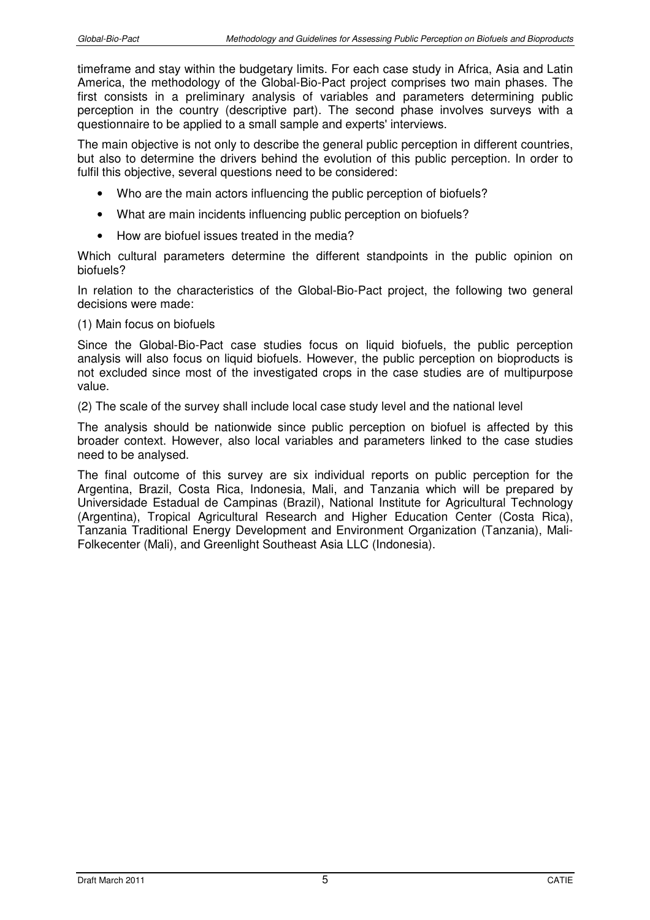timeframe and stay within the budgetary limits. For each case study in Africa, Asia and Latin America, the methodology of the Global-Bio-Pact project comprises two main phases. The first consists in a preliminary analysis of variables and parameters determining public perception in the country (descriptive part). The second phase involves surveys with a questionnaire to be applied to a small sample and experts' interviews.

The main objective is not only to describe the general public perception in different countries, but also to determine the drivers behind the evolution of this public perception. In order to fulfil this objective, several questions need to be considered:

- Who are the main actors influencing the public perception of biofuels?
- What are main incidents influencing public perception on biofuels?
- How are biofuel issues treated in the media?

Which cultural parameters determine the different standpoints in the public opinion on biofuels?

In relation to the characteristics of the Global-Bio-Pact project, the following two general decisions were made:

(1) Main focus on biofuels

Since the Global-Bio-Pact case studies focus on liquid biofuels, the public perception analysis will also focus on liquid biofuels. However, the public perception on bioproducts is not excluded since most of the investigated crops in the case studies are of multipurpose value.

(2) The scale of the survey shall include local case study level and the national level

The analysis should be nationwide since public perception on biofuel is affected by this broader context. However, also local variables and parameters linked to the case studies need to be analysed.

The final outcome of this survey are six individual reports on public perception for the Argentina, Brazil, Costa Rica, Indonesia, Mali, and Tanzania which will be prepared by Universidade Estadual de Campinas (Brazil), National Institute for Agricultural Technology (Argentina), Tropical Agricultural Research and Higher Education Center (Costa Rica), Tanzania Traditional Energy Development and Environment Organization (Tanzania), Mali-Folkecenter (Mali), and Greenlight Southeast Asia LLC (Indonesia).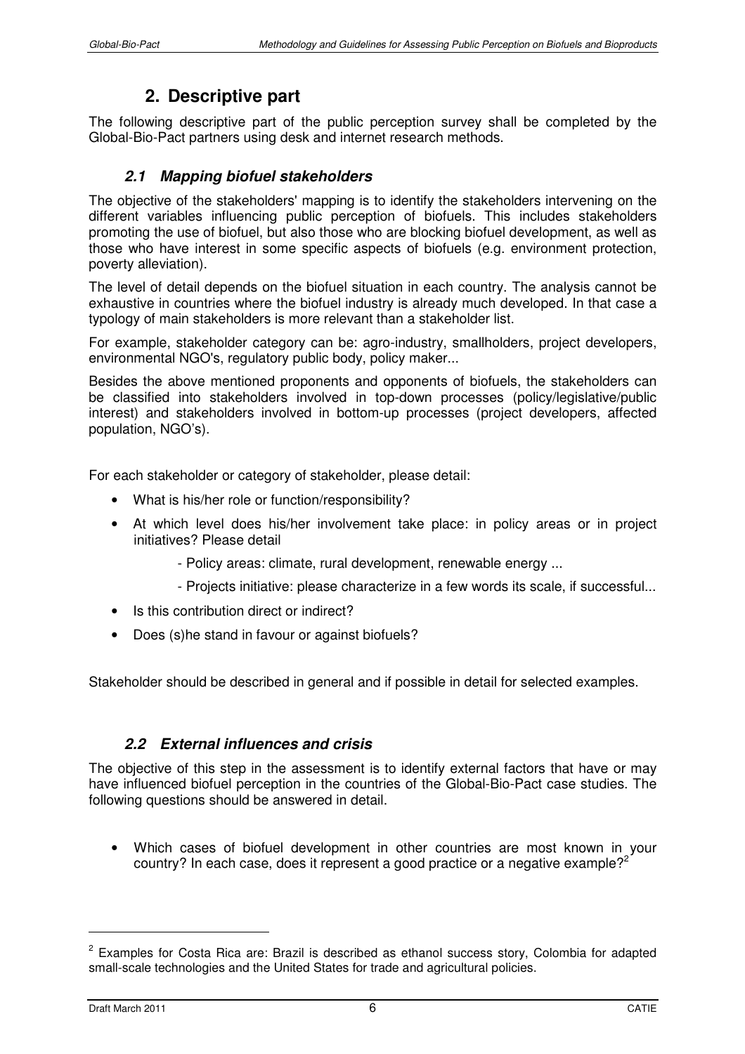## 2. Descriptive part

The following descriptive part of the public perception survey shall be completed by the Global-Bio-Pact partners using desk and internet research methods.

### *2.1 Mapping biofuel stakeholders*

The objective of the stakeholders' mapping is to identify the stakeholders intervening on the different variables influencing public perception of biofuels. This includes stakeholders promoting the use of biofuel, but also those who are blocking biofuel development, as well as those who have interest in some specific aspects of biofuels (e.g. environment protection, poverty alleviation).

The level of detail depends on the biofuel situation in each country. The analysis cannot be exhaustive in countries where the biofuel industry is already much developed. In that case a typology of main stakeholders is more relevant than a stakeholder list.

For example, stakeholder category can be: agro-industry, smallholders, project developers, environmental NGO's, regulatory public body, policy maker...

Besides the above mentioned proponents and opponents of biofuels, the stakeholders can be classified into stakeholders involved in top-down processes (policy/legislative/public interest) and stakeholders involved in bottom-up processes (project developers, affected population, NGO's).

For each stakeholder or category of stakeholder, please detail:

- What is his/her role or function/responsibility?
- At which level does his/her involvement take place: in policy areas or in project initiatives? Please detail
    - Policy areas: climate, rural development, renewable energy ...
    - Projects initiative: please characterize in a few words its scale, if successful...
- Is this contribution direct or indirect?
- Does (s)he stand in favour or against biofuels?

Stakeholder should be described in general and if possible in detail for selected examples.

### *2.2 External influences and crisis*

The objective of this step in the assessment is to identify external factors that have or may have influenced biofuel perception in the countries of the Global-Bio-Pact case studies. The following questions should be answered in detail.

- Which cases of biofuel development in other countries are most known in your country? In each case, does it represent a good practice or a negative example?[2]

[2] Examples for Costa Rica are: Brazil is described as ethanol success story, Colombia for adapted small-scale technologies and the United States for trade and agricultural policies.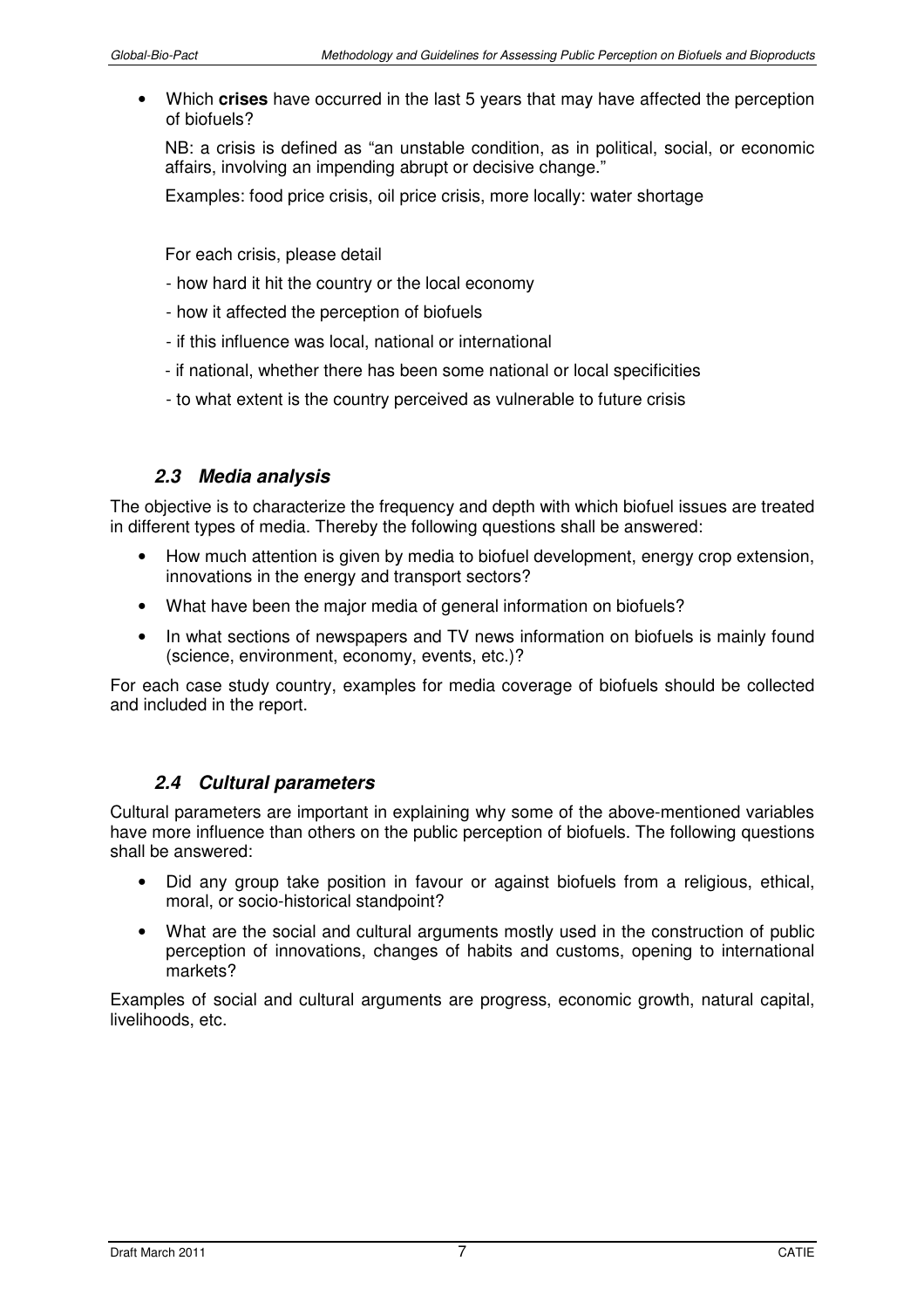- Which **crises** have occurred in the last 5 years that may have affected the perception of biofuels?

  NB: a crisis is defined as "an unstable condition, as in political, social, or economic affairs, involving an impending abrupt or decisive change."

  Examples: food price crisis, oil price crisis, more locally: water shortage

  For each crisis, please detail

  - how hard it hit the country or the local economy
  - how it affected the perception of biofuels
  - if this influence was local, national or international
  - if national, whether there has been some national or local specificities
  - to what extent is the country perceived as vulnerable to future crisis

### *2.3 Media analysis*

The objective is to characterize the frequency and depth with which biofuel issues are treated in different types of media. Thereby the following questions shall be answered:

- How much attention is given by media to biofuel development, energy crop extension, innovations in the energy and transport sectors?
- What have been the major media of general information on biofuels?
- In what sections of newspapers and TV news information on biofuels is mainly found (science, environment, economy, events, etc.)?

For each case study country, examples for media coverage of biofuels should be collected and included in the report.

### *2.4 Cultural parameters*

Cultural parameters are important in explaining why some of the above-mentioned variables have more influence than others on the public perception of biofuels. The following questions shall be answered:

- Did any group take position in favour or against biofuels from a religious, ethical, moral, or socio-historical standpoint?
- What are the social and cultural arguments mostly used in the construction of public perception of innovations, changes of habits and customs, opening to international markets?

Examples of social and cultural arguments are progress, economic growth, natural capital, livelihoods, etc.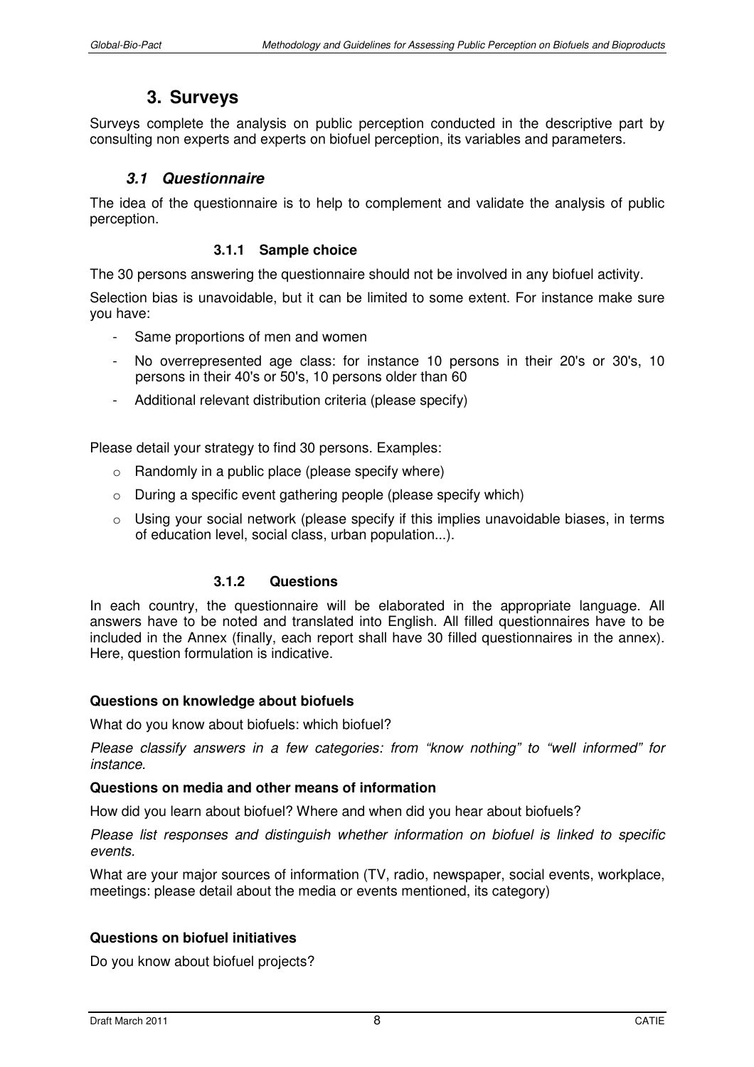# 3. Surveys

Surveys complete the analysis on public perception conducted in the descriptive part by consulting non experts and experts on biofuel perception, its variables and parameters.

## *3.1 Questionnaire*

The idea of the questionnaire is to help to complement and validate the analysis of public perception.

### 3.1.1 Sample choice

The 30 persons answering the questionnaire should not be involved in any biofuel activity.

Selection bias is unavoidable, but it can be limited to some extent. For instance make sure you have:

- Same proportions of men and women
- No overrepresented age class: for instance 10 persons in their 20's or 30's, 10 persons in their 40's or 50's, 10 persons older than 60
- Additional relevant distribution criteria (please specify)

Please detail your strategy to find 30 persons. Examples:

- Randomly in a public place (please specify where)
- During a specific event gathering people (please specify which)
- Using your social network (please specify if this implies unavoidable biases, in terms of education level, social class, urban population...).

### 3.1.2 Questions

In each country, the questionnaire will be elaborated in the appropriate language. All answers have to be noted and translated into English. All filled questionnaires have to be included in the Annex (finally, each report shall have 30 filled questionnaires in the annex). Here, question formulation is indicative.

**Questions on knowledge about biofuels**

What do you know about biofuels: which biofuel?

*Please classify answers in a few categories: from "know nothing" to "well informed" for instance.*

**Questions on media and other means of information**

How did you learn about biofuel? Where and when did you hear about biofuels?

*Please list responses and distinguish whether information on biofuel is linked to specific events.*

What are your major sources of information (TV, radio, newspaper, social events, workplace, meetings: please detail about the media or events mentioned, its category)

**Questions on biofuel initiatives**

Do you know about biofuel projects?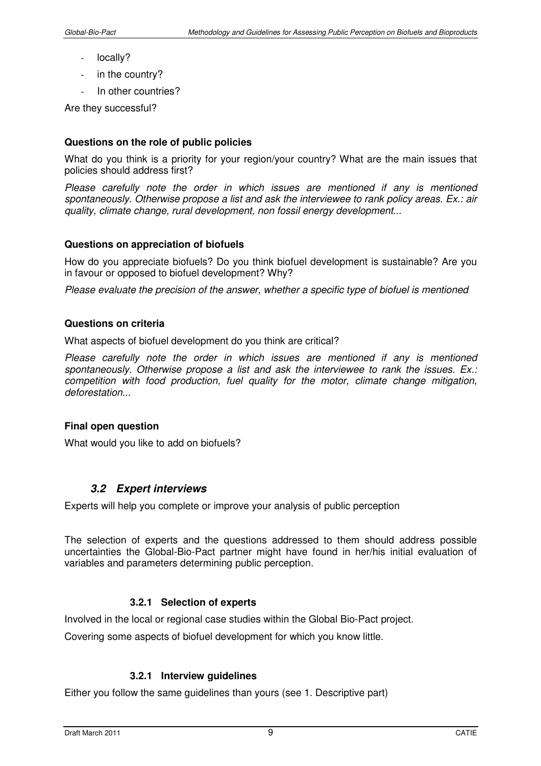- locally?
- in the country?
- In other countries?

Are they successful?

**Questions on the role of public policies**

What do you think is a priority for your region/your country? What are the main issues that policies should address first?

*Please carefully note the order in which issues are mentioned if any is mentioned spontaneously. Otherwise propose a list and ask the interviewee to rank policy areas. Ex.: air quality, climate change, rural development, non fossil energy development...*

**Questions on appreciation of biofuels**

How do you appreciate biofuels? Do you think biofuel development is sustainable? Are you in favour or opposed to biofuel development? Why?

*Please evaluate the precision of the answer, whether a specific type of biofuel is mentioned*

**Questions on criteria**

What aspects of biofuel development do you think are critical?

*Please carefully note the order in which issues are mentioned if any is mentioned spontaneously. Otherwise propose a list and ask the interviewee to rank the issues. Ex.: competition with food production, fuel quality for the motor, climate change mitigation, deforestation...*

**Final open question**

What would you like to add on biofuels?

## *3.2 Expert interviews*

Experts will help you complete or improve your analysis of public perception

The selection of experts and the questions addressed to them should address possible uncertainties the Global-Bio-Pact partner might have found in her/his initial evaluation of variables and parameters determining public perception.

### 3.2.1 Selection of experts

Involved in the local or regional case studies within the Global Bio-Pact project.

Covering some aspects of biofuel development for which you know little.

### 3.2.1 Interview guidelines

Either you follow the same guidelines than yours (see 1. Descriptive part)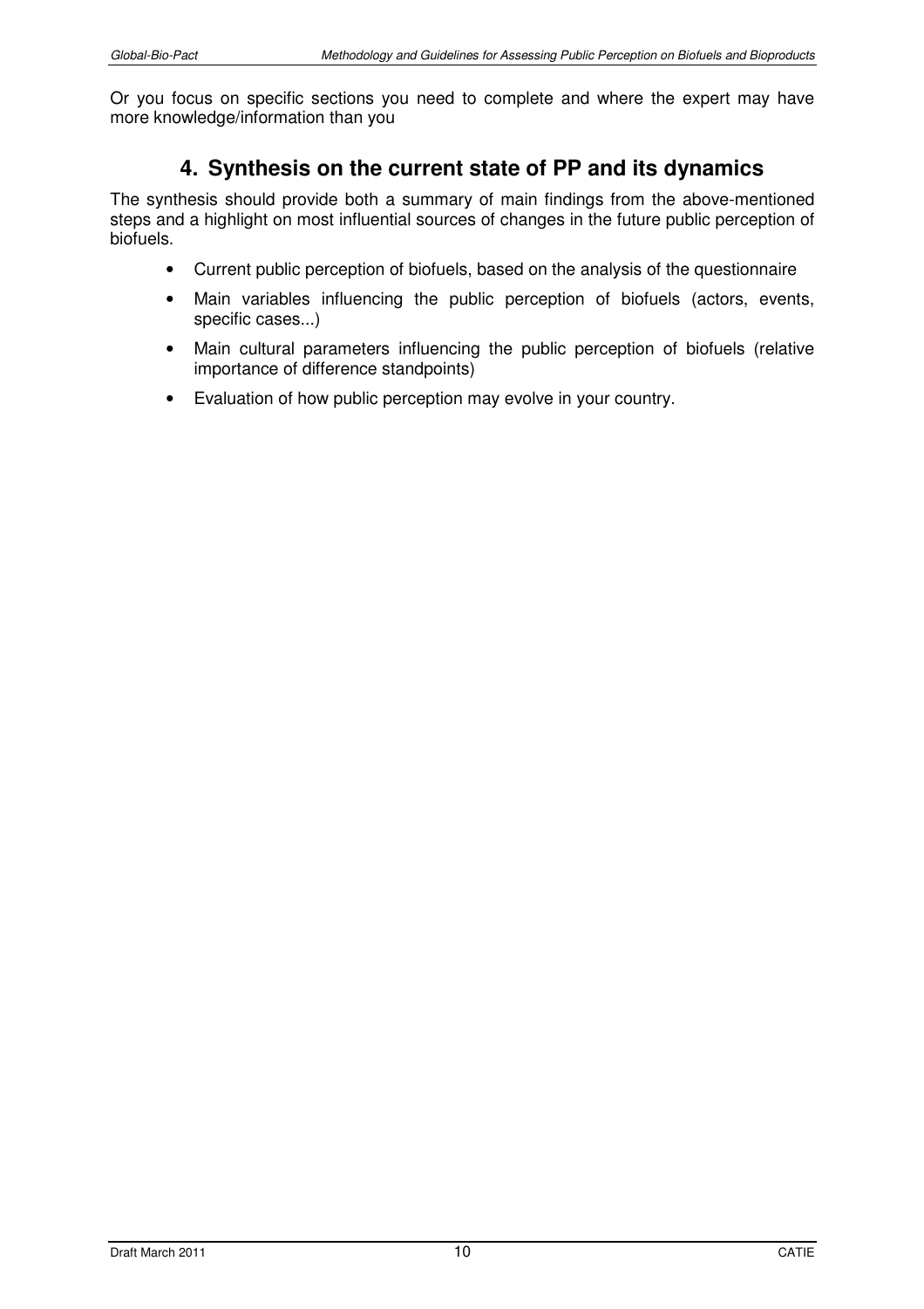Or you focus on specific sections you need to complete and where the expert may have more knowledge/information than you

## 4. Synthesis on the current state of PP and its dynamics

The synthesis should provide both a summary of main findings from the above-mentioned steps and a highlight on most influential sources of changes in the future public perception of biofuels.

- Current public perception of biofuels, based on the analysis of the questionnaire
- Main variables influencing the public perception of biofuels (actors, events, specific cases...)
- Main cultural parameters influencing the public perception of biofuels (relative importance of difference standpoints)
- Evaluation of how public perception may evolve in your country.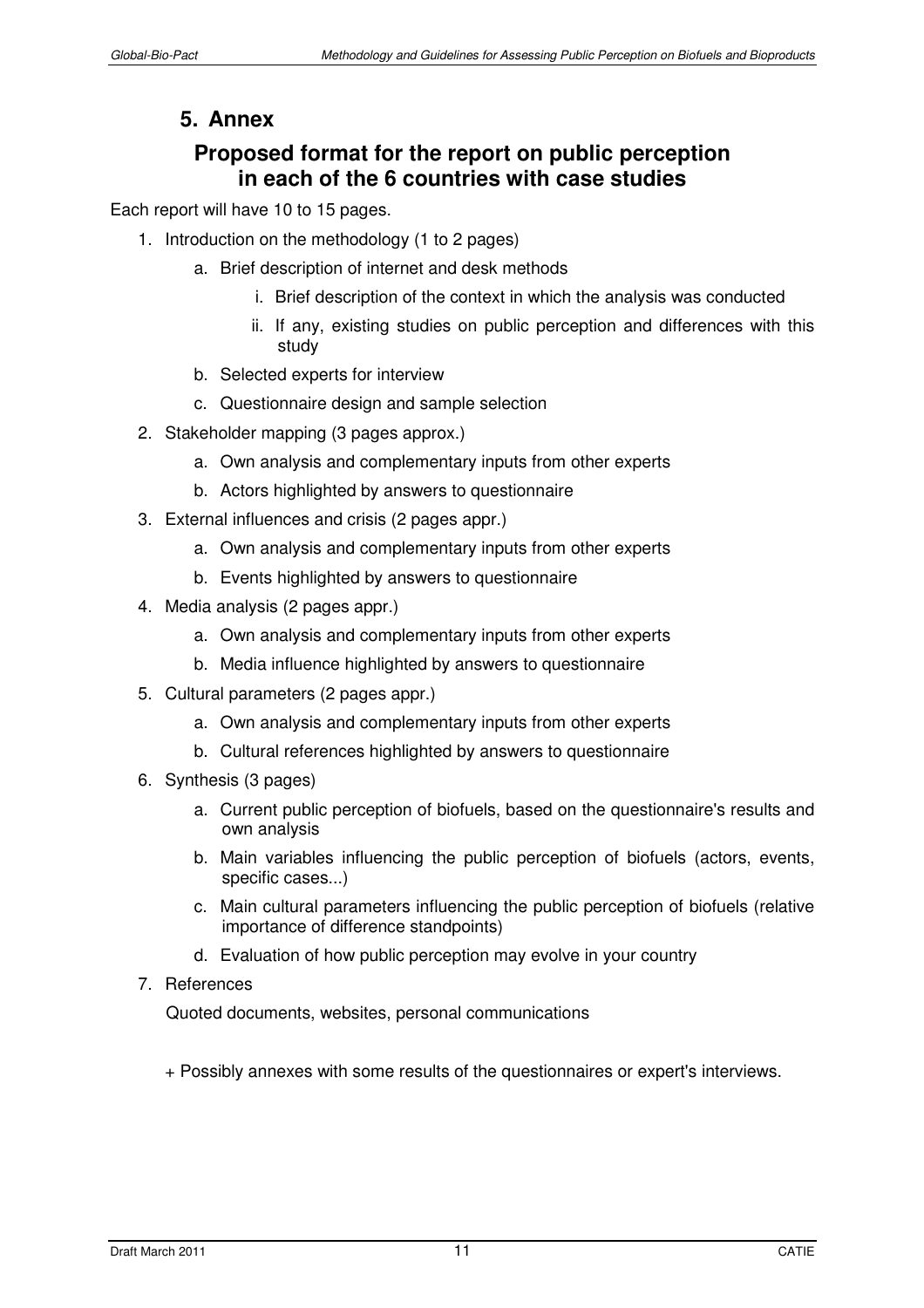# 5. Annex

## Proposed format for the report on public perception in each of the 6 countries with case studies

Each report will have 10 to 15 pages.

1. Introduction on the methodology (1 to 2 pages)
    a. Brief description of internet and desk methods
        i. Brief description of the context in which the analysis was conducted
        ii. If any, existing studies on public perception and differences with this study
    b. Selected experts for interview
    c. Questionnaire design and sample selection
2. Stakeholder mapping (3 pages approx.)
    a. Own analysis and complementary inputs from other experts
    b. Actors highlighted by answers to questionnaire
3. External influences and crisis (2 pages appr.)
    a. Own analysis and complementary inputs from other experts
    b. Events highlighted by answers to questionnaire
4. Media analysis (2 pages appr.)
    a. Own analysis and complementary inputs from other experts
    b. Media influence highlighted by answers to questionnaire
5. Cultural parameters (2 pages appr.)
    a. Own analysis and complementary inputs from other experts
    b. Cultural references highlighted by answers to questionnaire
6. Synthesis (3 pages)
    a. Current public perception of biofuels, based on the questionnaire's results and own analysis
    b. Main variables influencing the public perception of biofuels (actors, events, specific cases...)
    c. Main cultural parameters influencing the public perception of biofuels (relative importance of difference standpoints)
    d. Evaluation of how public perception may evolve in your country
7. References

    Quoted documents, websites, personal communications

    + Possibly annexes with some results of the questionnaires or expert's interviews.